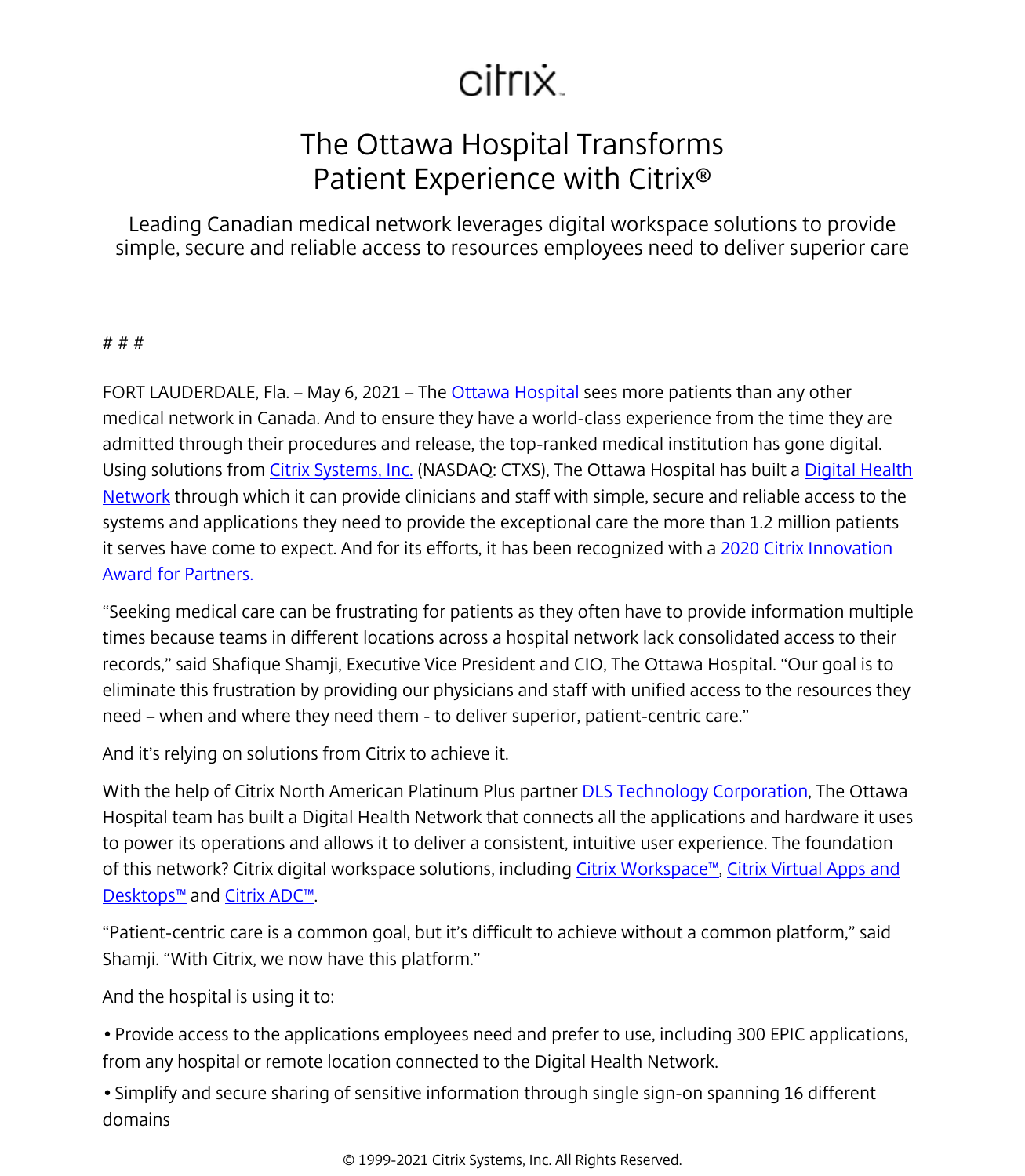citrix

# The Ottawa Hospital Transforms Patient Experience with Citrix®

Leading Canadian medical network leverages digital workspace solutions to provide simple, secure and reliable access to resources employees need to deliver superior care

# # #

FORT LAUDERDALE, Fla. – May 6, 2021 – The Ottawa Hospital sees more patients than any other medical network in Canada. And to ensure they have a world-class experience from the time they are admitted through their procedures and release, the top-ranked medical institution has gone digital. Using solutions from Citrix Systems, Inc. (NASDAQ: CTXS), The Ottawa Hospital has built a Digital Health Network through which it can provide clinicians and staff with simple, secure and reliable access to the systems and applications they need to provide the exceptional care the more than 1.2 million patients it serves have come to expect. And for its efforts, it has been recognized with a 2020 Citrix Innovation Award for Partners.

"Seeking medical care can be frustrating for patients as they often have to provide information multiple times because teams in different locations across a hospital network lack consolidated access to their records," said Shafique Shamji, Executive Vice President and CIO, The Ottawa Hospital. "Our goal is to eliminate this frustration by providing our physicians and staff with unified access to the resources they need – when and where they need them - to deliver superior, patient-centric care."

And it's relying on solutions from Citrix to achieve it.

With the help of Citrix North American Platinum Plus partner DLS Technology Corporation, The Ottawa Hospital team has built a Digital Health Network that connects all the applications and hardware it uses to power its operations and allows it to deliver a consistent, intuitive user experience. The foundation of this network? Citrix digital workspace solutions, including Citrix Workspace™, Citrix Virtual Apps and Desktops™ and Citrix ADC™.

"Patient-centric care is a common goal, but it's difficult to achieve without a common platform," said Shamji. "With Citrix, we now have this platform."

And the hospital is using it to:

- Provide access to the applications employees need and prefer to use, including 300 EPIC applications, from any hospital or remote location connected to the Digital Health Network.
- Simplify and secure sharing of sensitive information through single sign-on spanning 16 different domains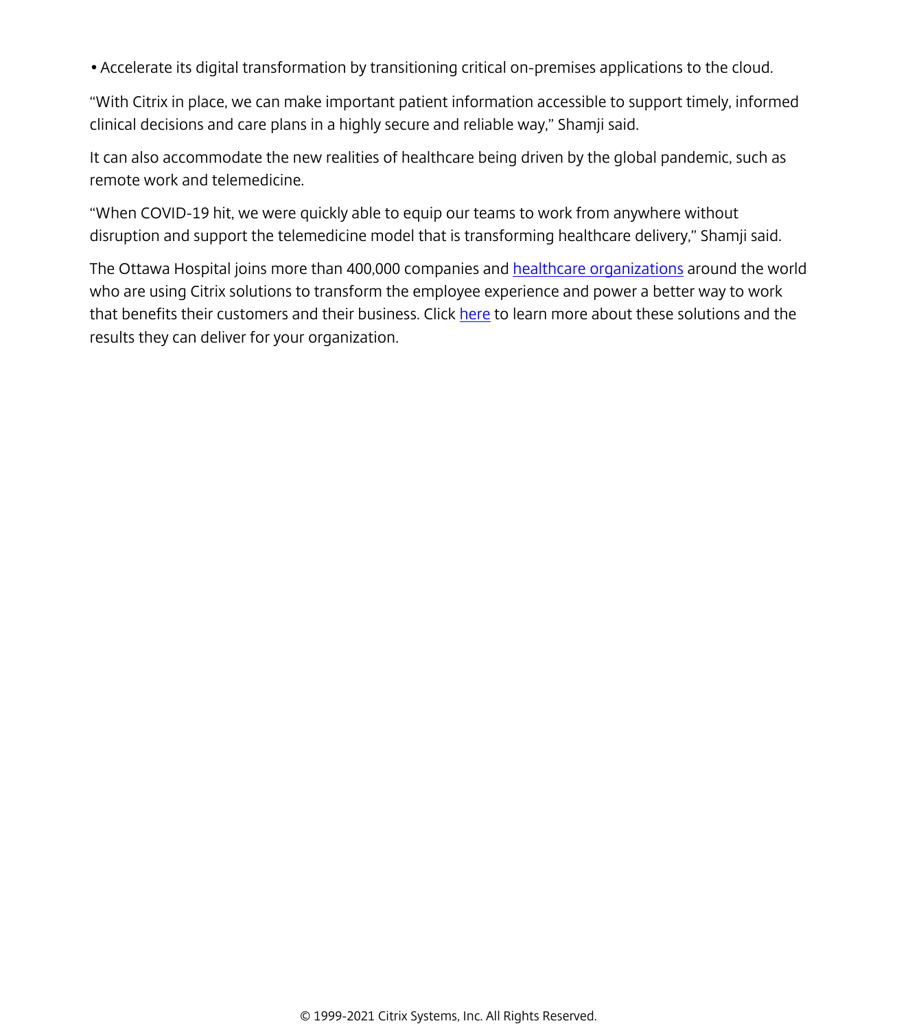- Accelerate its digital transformation by transitioning critical on-premises applications to the cloud.

"With Citrix in place, we can make important patient information accessible to support timely, informed clinical decisions and care plans in a highly secure and reliable way," Shamji said.

It can also accommodate the new realities of healthcare being driven by the global pandemic, such as remote work and telemedicine.

"When COVID-19 hit, we were quickly able to equip our teams to work from anywhere without disruption and support the telemedicine model that is transforming healthcare delivery," Shamji said.

The Ottawa Hospital joins more than 400,000 companies and healthcare organizations around the world who are using Citrix solutions to transform the employee experience and power a better way to work that benefits their customers and their business. Click here to learn more about these solutions and the results they can deliver for your organization.

© 1999-2021 Citrix Systems, Inc. All Rights Reserved.